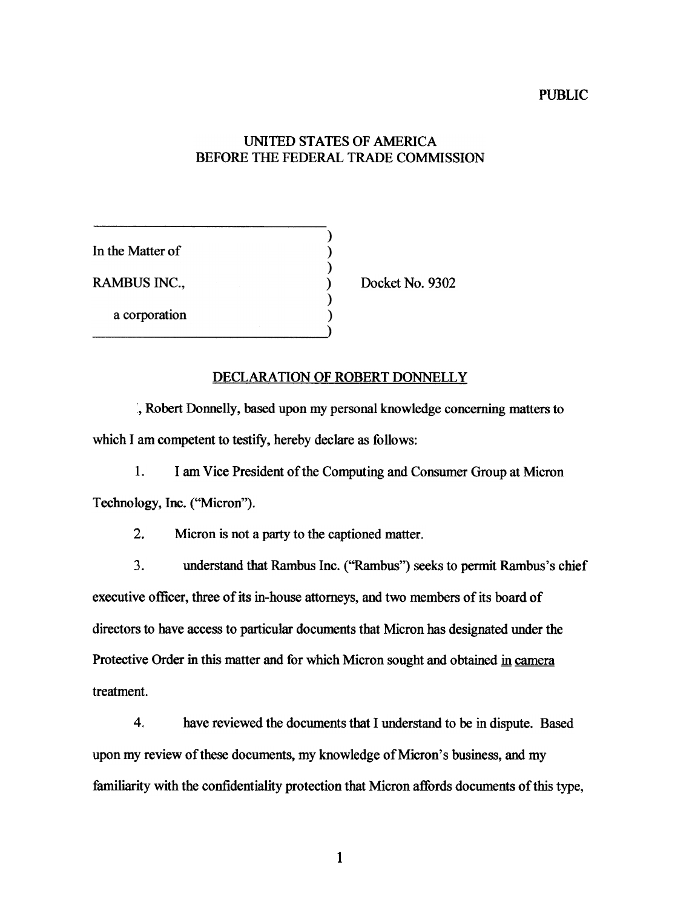PUBLIC

UNITED STATES OF AMERICA
BEFORE THE FEDERAL TRADE COMMISSION

| | | |
|---|---|---|
| In the Matter of | ) | |
| RAMBUS INC., | ) | Docket No. 9302 |
| a corporation | ) | |

## DECLARATION OF ROBERT DONNELLY

, Robert Donnelly, based upon my personal knowledge concerning matters to which I am competent to testify, hereby declare as follows:

1. I am Vice President of the Computing and Consumer Group at Micron Technology, Inc. ("Micron").

2. Micron is not a party to the captioned matter.

3. understand that Rambus Inc. ("Rambus") seeks to permit Rambus's chief executive officer, three of its in-house attorneys, and two members of its board of directors to have access to particular documents that Micron has designated under the Protective Order in this matter and for which Micron sought and obtained in camera treatment.

4. have reviewed the documents that I understand to be in dispute. Based upon my review of these documents, my knowledge of Micron's business, and my familiarity with the confidentiality protection that Micron affords documents of this type,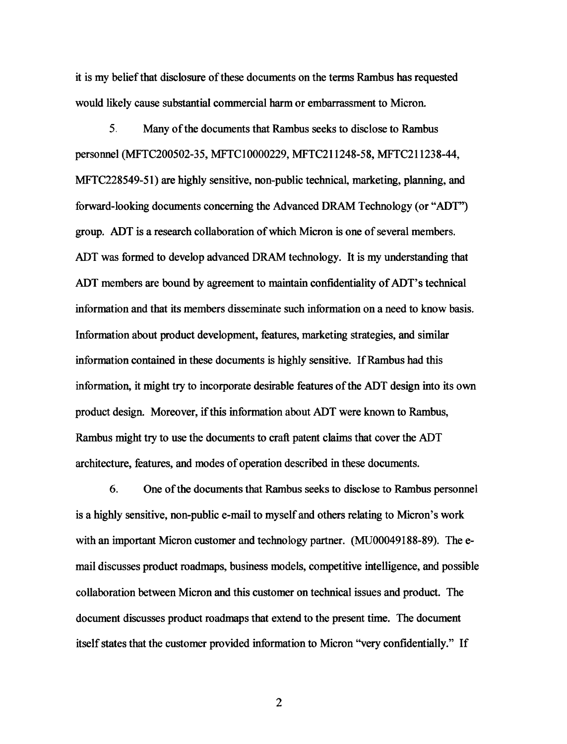it is my belief that disclosure of these documents on the terms Rambus has requested would likely cause substantial commercial harm or embarrassment to Micron.

5. Many of the documents that Rambus seeks to disclose to Rambus personnel (MFTC200502-35, MFTC10000229, MFTC211248-58, MFTC211238-44, MFTC228549-51) are highly sensitive, non-public technical, marketing, planning, and forward-looking documents concerning the Advanced DRAM Technology (or "ADT") group. ADT is a research collaboration of which Micron is one of several members. ADT was formed to develop advanced DRAM technology. It is my understanding that ADT members are bound by agreement to maintain confidentiality of ADT's technical information and that its members disseminate such information on a need to know basis. Information about product development, features, marketing strategies, and similar information contained in these documents is highly sensitive. If Rambus had this information, it might try to incorporate desirable features of the ADT design into its own product design. Moreover, if this information about ADT were known to Rambus, Rambus might try to use the documents to craft patent claims that cover the ADT architecture, features, and modes of operation described in these documents.

6. One of the documents that Rambus seeks to disclose to Rambus personnel is a highly sensitive, non-public e-mail to myself and others relating to Micron's work with an important Micron customer and technology partner. (MU00049188-89). The e-mail discusses product roadmaps, business models, competitive intelligence, and possible collaboration between Micron and this customer on technical issues and product. The document discusses product roadmaps that extend to the present time. The document itself states that the customer provided information to Micron "very confidentially." If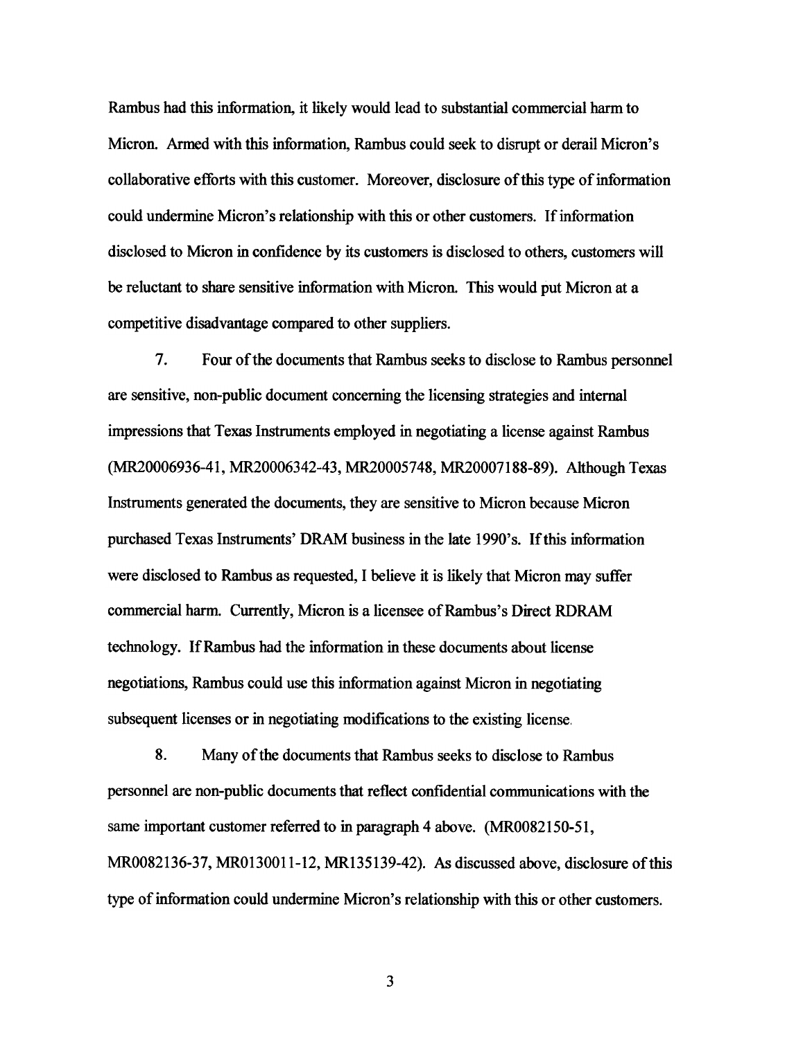Rambus had this information, it likely would lead to substantial commercial harm to Micron. Armed with this information, Rambus could seek to disrupt or derail Micron's collaborative efforts with this customer. Moreover, disclosure of this type of information could undermine Micron's relationship with this or other customers. If information disclosed to Micron in confidence by its customers is disclosed to others, customers will be reluctant to share sensitive information with Micron. This would put Micron at a competitive disadvantage compared to other suppliers.

7. Four of the documents that Rambus seeks to disclose to Rambus personnel are sensitive, non-public document concerning the licensing strategies and internal impressions that Texas Instruments employed in negotiating a license against Rambus (MR20006936-41, MR20006342-43, MR20005748, MR20007188-89). Although Texas Instruments generated the documents, they are sensitive to Micron because Micron purchased Texas Instruments' DRAM business in the late 1990's. If this information were disclosed to Rambus as requested, I believe it is likely that Micron may suffer commercial harm. Currently, Micron is a licensee of Rambus's Direct RDRAM technology. If Rambus had the information in these documents about license negotiations, Rambus could use this information against Micron in negotiating subsequent licenses or in negotiating modifications to the existing license.

8. Many of the documents that Rambus seeks to disclose to Rambus personnel are non-public documents that reflect confidential communications with the same important customer referred to in paragraph 4 above. (MR0082150-51, MR0082136-37, MR0130011-12, MR135139-42). As discussed above, disclosure of this type of information could undermine Micron's relationship with this or other customers.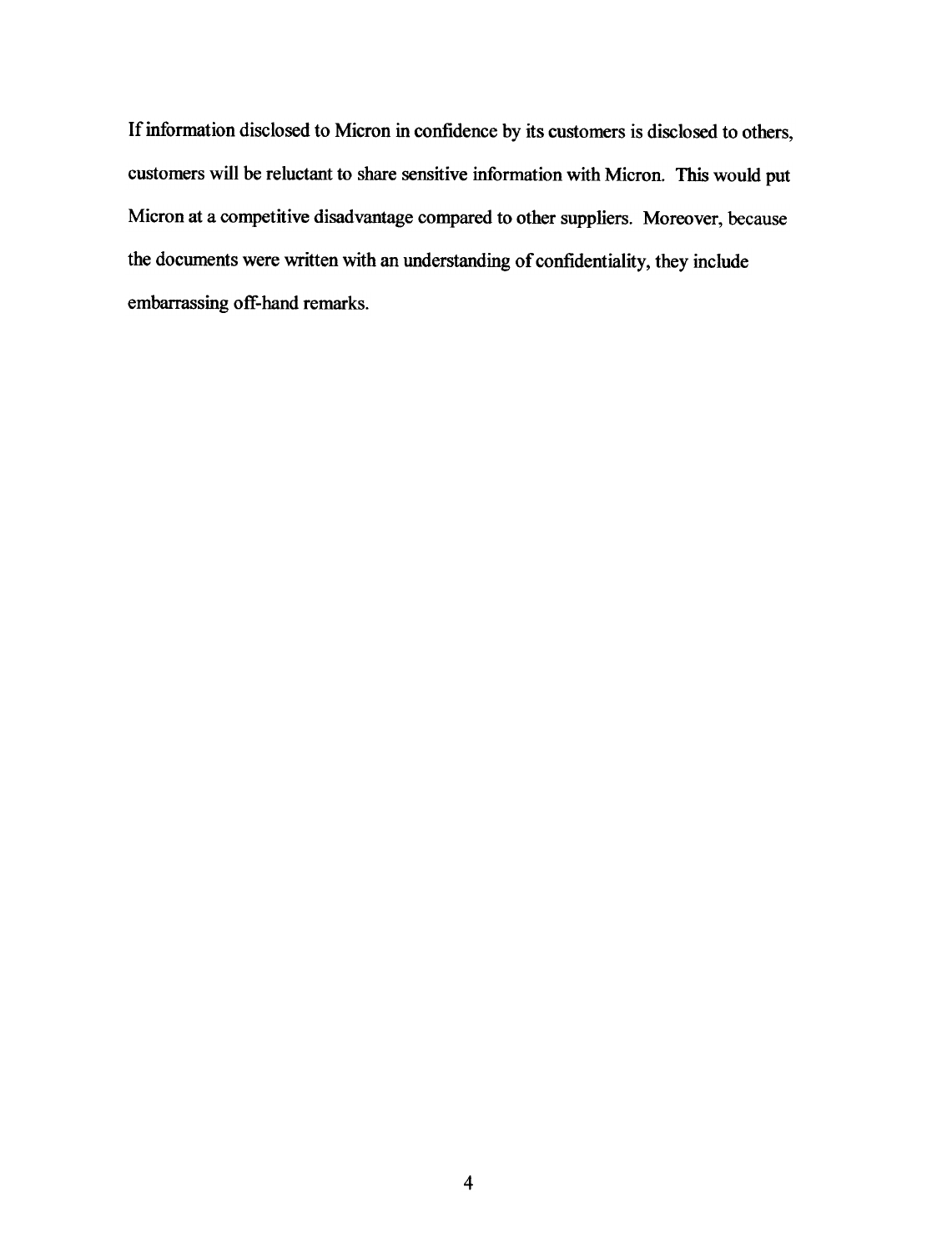If information disclosed to Micron in confidence by its customers is disclosed to others, customers will be reluctant to share sensitive information with Micron. This would put Micron at a competitive disadvantage compared to other suppliers. Moreover, because the documents were written with an understanding of confidentiality, they include embarrassing off-hand remarks.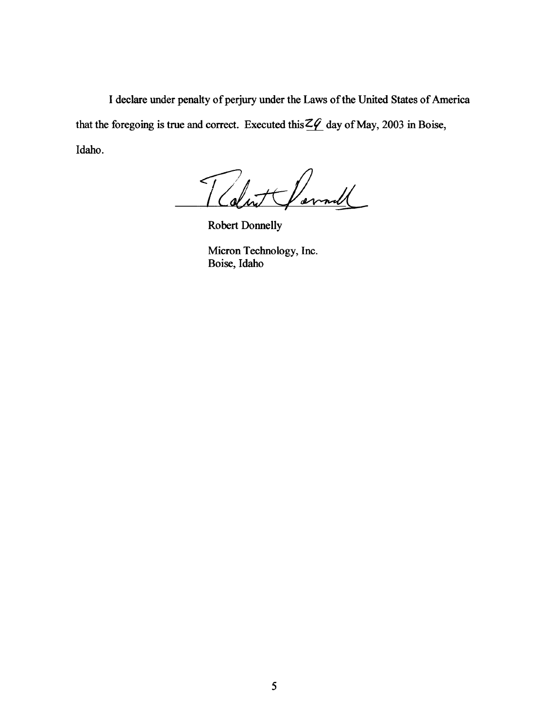I declare under penalty of perjury under the Laws of the United States of America that the foregoing is true and correct. Executed this 29 day of May, 2003 in Boise, Idaho.

Robert Donnelly

Micron Technology, Inc.
Boise, Idaho